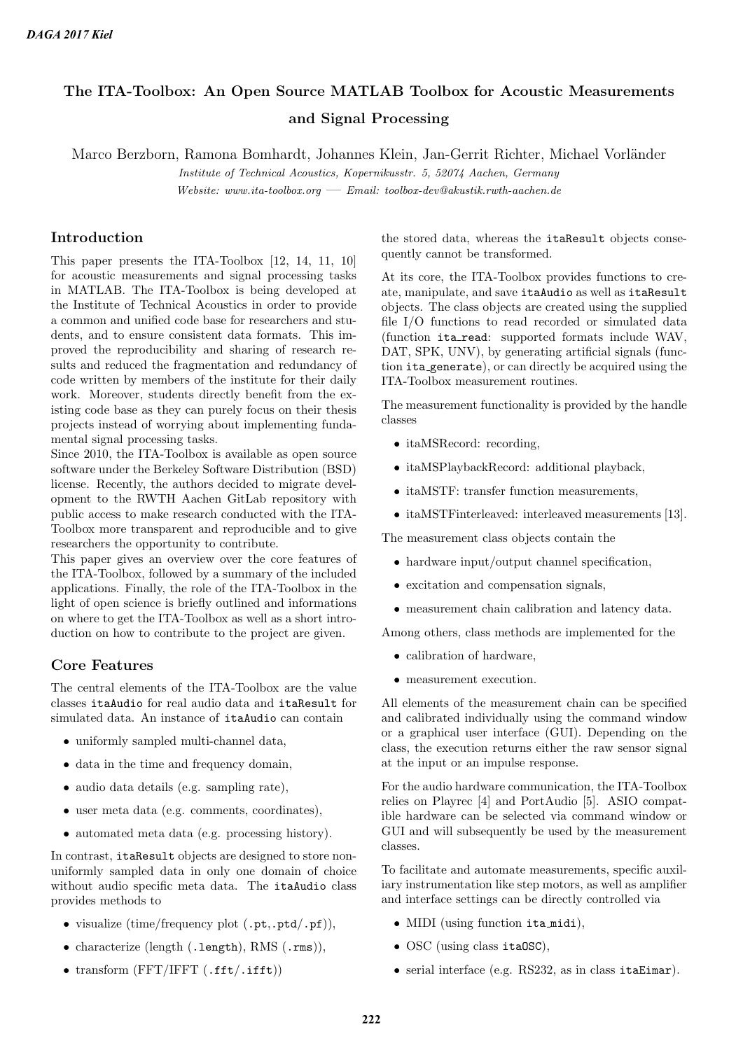# The ITA-Toolbox: An Open Source MATLAB Toolbox for Acoustic Measurements and Signal Processing

Marco Berzborn, Ramona Bomhardt, Johannes Klein, Jan-Gerrit Richter, Michael Vorländer

*Institute of Technical Acoustics, Kopernikusstr. 5, 52074 Aachen, Germany*

*Website: www.ita-toolbox.org — Email: toolbox-dev@akustik.rwth-aachen.de*

## Introduction

This paper presents the ITA-Toolbox [12, 14, 11, 10] for acoustic measurements and signal processing tasks in MATLAB. The ITA-Toolbox is being developed at the Institute of Technical Acoustics in order to provide a common and unified code base for researchers and students, and to ensure consistent data formats. This improved the reproducibility and sharing of research results and reduced the fragmentation and redundancy of code written by members of the institute for their daily work. Moreover, students directly benefit from the existing code base as they can purely focus on their thesis projects instead of worrying about implementing fundamental signal processing tasks.

Since 2010, the ITA-Toolbox is available as open source software under the Berkeley Software Distribution (BSD) license. Recently, the authors decided to migrate development to the RWTH Aachen GitLab repository with public access to make research conducted with the ITA-Toolbox more transparent and reproducible and to give researchers the opportunity to contribute.

This paper gives an overview over the core features of the ITA-Toolbox, followed by a summary of the included applications. Finally, the role of the ITA-Toolbox in the light of open science is briefly outlined and informations on where to get the ITA-Toolbox as well as a short introduction on how to contribute to the project are given.

## Core Features

The central elements of the ITA-Toolbox are the value classes `itaAudio` for real audio data and `itaResult` for simulated data. An instance of `itaAudio` can contain

- uniformly sampled multi-channel data,
- data in the time and frequency domain,
- audio data details (e.g. sampling rate),
- user meta data (e.g. comments, coordinates),
- automated meta data (e.g. processing history).

In contrast, `itaResult` objects are designed to store non-uniformly sampled data in only one domain of choice without audio specific meta data. The `itaAudio` class provides methods to

- visualize (time/frequency plot (`.pt`,`.ptd`/`.pf`)),
- characterize (length (`.length`), RMS (`.rms`)),
- transform (FFT/IFFT (`.fft`/`.ifft`))

the stored data, whereas the `itaResult` objects consequently cannot be transformed.

At its core, the ITA-Toolbox provides functions to create, manipulate, and save `itaAudio` as well as `itaResult` objects. The class objects are created using the supplied file I/O functions to read recorded or simulated data (function `ita_read`: supported formats include WAV, DAT, SPK, UNV), by generating artificial signals (function `ita_generate`), or can directly be acquired using the ITA-Toolbox measurement routines.

The measurement functionality is provided by the handle classes

- itaMSRecord: recording,
- itaMSPlaybackRecord: additional playback,
- itaMSTF: transfer function measurements,
- itaMSTFinterleaved: interleaved measurements [13].

The measurement class objects contain the

- hardware input/output channel specification,
- excitation and compensation signals,
- measurement chain calibration and latency data.

Among others, class methods are implemented for the

- calibration of hardware,
- measurement execution.

All elements of the measurement chain can be specified and calibrated individually using the command window or a graphical user interface (GUI). Depending on the class, the execution returns either the raw sensor signal at the input or an impulse response.

For the audio hardware communication, the ITA-Toolbox relies on Playrec [4] and PortAudio [5]. ASIO compatible hardware can be selected via command window or GUI and will subsequently be used by the measurement classes.

To facilitate and automate measurements, specific auxiliary instrumentation like step motors, as well as amplifier and interface settings can be directly controlled via

- MIDI (using function `ita_midi`),
- OSC (using class `itaOSC`),
- serial interface (e.g. RS232, as in class `itaEimar`).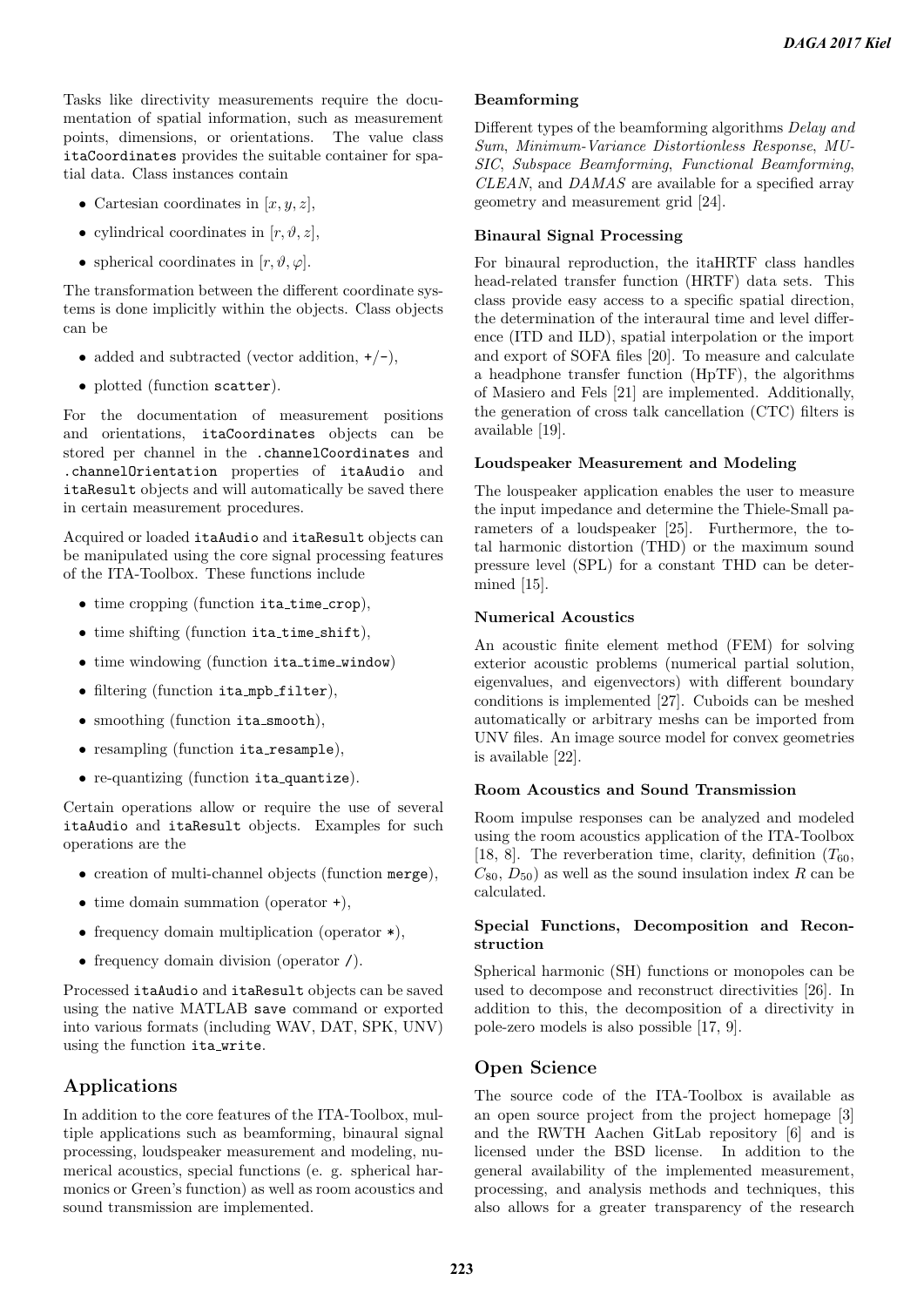Tasks like directivity measurements require the documentation of spatial information, such as measurement points, dimensions, or orientations. The value class `itaCoordinates` provides the suitable container for spatial data. Class instances contain

- Cartesian coordinates in $[x, y, z]$,
- cylindrical coordinates in $[r, \vartheta, z]$,
- spherical coordinates in $[r, \vartheta, \varphi]$.

The transformation between the different coordinate systems is done implicitly within the objects. Class objects can be

- added and subtracted (vector addition, `+`/`-`),
- plotted (function `scatter`).

For the documentation of measurement positions and orientations, `itaCoordinates` objects can be stored per channel in the `.channelCoordinates` and `.channelOrientation` properties of `itaAudio` and `itaResult` objects and will automatically be saved there in certain measurement procedures.

Acquired or loaded `itaAudio` and `itaResult` objects can be manipulated using the core signal processing features of the ITA-Toolbox. These functions include

- time cropping (function `ita_time_crop`),
- time shifting (function `ita_time_shift`),
- time windowing (function `ita_time_window`)
- filtering (function `ita_mpb_filter`),
- smoothing (function `ita_smooth`),
- resampling (function `ita_resample`),
- re-quantizing (function `ita_quantize`).

Certain operations allow or require the use of several `itaAudio` and `itaResult` objects. Examples for such operations are the

- creation of multi-channel objects (function `merge`),
- time domain summation (operator `+`),
- frequency domain multiplication (operator `*`),
- frequency domain division (operator `/`).

Processed `itaAudio` and `itaResult` objects can be saved using the native MATLAB `save` command or exported into various formats (including WAV, DAT, SPK, UNV) using the function `ita_write`.

## Applications

In addition to the core features of the ITA-Toolbox, multiple applications such as beamforming, binaural signal processing, loudspeaker measurement and modeling, numerical acoustics, special functions (e. g. spherical harmonics or Green's function) as well as room acoustics and sound transmission are implemented.

### Beamforming

Different types of the beamforming algorithms *Delay and Sum*, *Minimum-Variance Distortionless Response*, *MUSIC*, *Subspace Beamforming*, *Functional Beamforming*, *CLEAN*, and *DAMAS* are available for a specified array geometry and measurement grid [24].

### Binaural Signal Processing

For binaural reproduction, the itaHRTF class handles head-related transfer function (HRTF) data sets. This class provide easy access to a specific spatial direction, the determination of the interaural time and level difference (ITD and ILD), spatial interpolation or the import and export of SOFA files [20]. To measure and calculate a headphone transfer function (HpTF), the algorithms of Masiero and Fels [21] are implemented. Additionally, the generation of cross talk cancellation (CTC) filters is available [19].

### Loudspeaker Measurement and Modeling

The louspeaker application enables the user to measure the input impedance and determine the Thiele-Small parameters of a loudspeaker [25]. Furthermore, the total harmonic distortion (THD) or the maximum sound pressure level (SPL) for a constant THD can be determined [15].

### Numerical Acoustics

An acoustic finite element method (FEM) for solving exterior acoustic problems (numerical partial solution, eigenvalues, and eigenvectors) with different boundary conditions is implemented [27]. Cuboids can be meshed automatically or arbitrary meshs can be imported from UNV files. An image source model for convex geometries is available [22].

### Room Acoustics and Sound Transmission

Room impulse responses can be analyzed and modeled using the room acoustics application of the ITA-Toolbox [18, 8]. The reverberation time, clarity, definition ($T_{60}$, $C_{80}$, $D_{50}$) as well as the sound insulation index $R$ can be calculated.

### Special Functions, Decomposition and Reconstruction

Spherical harmonic (SH) functions or monopoles can be used to decompose and reconstruct directivities [26]. In addition to this, the decomposition of a directivity in pole-zero models is also possible [17, 9].

## Open Science

The source code of the ITA-Toolbox is available as an open source project from the project homepage [3] and the RWTH Aachen GitLab repository [6] and is licensed under the BSD license. In addition to the general availability of the implemented measurement, processing, and analysis methods and techniques, this also allows for a greater transparency of the research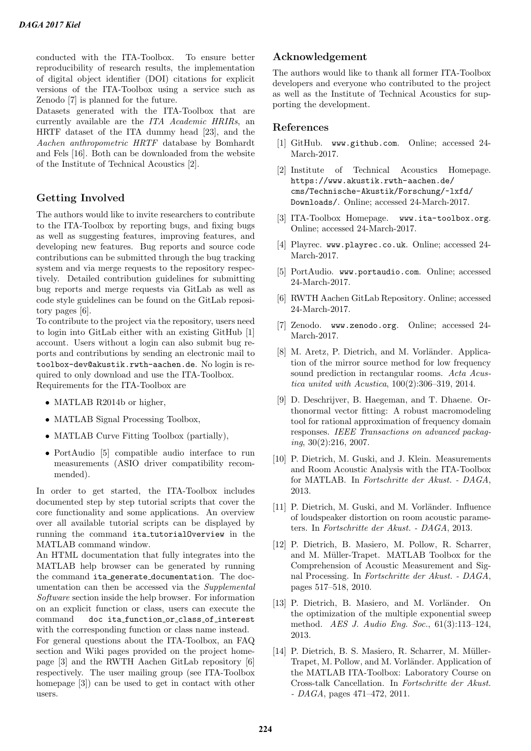conducted with the ITA-Toolbox. To ensure better reproducibility of research results, the implementation of digital object identifier (DOI) citations for explicit versions of the ITA-Toolbox using a service such as Zenodo [7] is planned for the future.

Datasets generated with the ITA-Toolbox that are currently available are the *ITA Academic HRIRs*, an HRTF dataset of the ITA dummy head [23], and the *Aachen anthropometric HRTF* database by Bomhardt and Fels [16]. Both can be downloaded from the website of the Institute of Technical Acoustics [2].

## Getting Involved

The authors would like to invite researchers to contribute to the ITA-Toolbox by reporting bugs, and fixing bugs as well as suggesting features, improving features, and developing new features. Bug reports and source code contributions can be submitted through the bug tracking system and via merge requests to the repository respectively. Detailed contribution guidelines for submitting bug reports and merge requests via GitLab as well as code style guidelines can be found on the GitLab repository pages [6].

To contribute to the project via the repository, users need to login into GitLab either with an existing GitHub [1] account. Users without a login can also submit bug reports and contributions by sending an electronic mail to `toolbox-dev@akustik.rwth-aachen.de`. No login is required to only download and use the ITA-Toolbox.

Requirements for the ITA-Toolbox are

- MATLAB R2014b or higher,
- MATLAB Signal Processing Toolbox,
- MATLAB Curve Fitting Toolbox (partially),
- PortAudio [5] compatible audio interface to run measurements (ASIO driver compatibility recommended).

In order to get started, the ITA-Toolbox includes documented step by step tutorial scripts that cover the core functionality and some applications. An overview over all available tutorial scripts can be displayed by running the command `ita_tutorialOverview` in the MATLAB command window.

An HTML documentation that fully integrates into the MATLAB help browser can be generated by running the command `ita_generate_documentation`. The documentation can then be accessed via the *Supplemental Software* section inside the help browser. For information on an explicit function or class, users can execute the command `doc ita_function_or_class_of_interest` with the corresponding function or class name instead.

For general questions about the ITA-Toolbox, an FAQ section and Wiki pages provided on the project homepage [3] and the RWTH Aachen GitLab repository [6] respectively. The user mailing group (see ITA-Toolbox homepage [3]) can be used to get in contact with other users.

## Acknowledgement

The authors would like to thank all former ITA-Toolbox developers and everyone who contributed to the project as well as the Institute of Technical Acoustics for supporting the development.

## References

[1] GitHub. `www.github.com`. Online; accessed 24-March-2017.

[2] Institute of Technical Acoustics Homepage. `https://www.akustik.rwth-aachen.de/cms/Technische-Akustik/Forschung/~lxfd/Downloads/`. Online; accessed 24-March-2017.

[3] ITA-Toolbox Homepage. `www.ita-toolbox.org`. Online; accessed 24-March-2017.

[4] Playrec. `www.playrec.co.uk`. Online; accessed 24-March-2017.

[5] PortAudio. `www.portaudio.com`. Online; accessed 24-March-2017.

[6] RWTH Aachen GitLab Repository. Online; accessed 24-March-2017.

[7] Zenodo. `www.zenodo.org`. Online; accessed 24-March-2017.

[8] M. Aretz, P. Dietrich, and M. Vorländer. Application of the mirror source method for low frequency sound prediction in rectangular rooms. *Acta Acustica united with Acustica*, 100(2):306–319, 2014.

[9] D. Deschrijver, B. Haegeman, and T. Dhaene. Orthonormal vector fitting: A robust macromodeling tool for rational approximation of frequency domain responses. *IEEE Transactions on advanced packaging*, 30(2):216, 2007.

[10] P. Dietrich, M. Guski, and J. Klein. Measurements and Room Acoustic Analysis with the ITA-Toolbox for MATLAB. In *Fortschritte der Akust. - DAGA*, 2013.

[11] P. Dietrich, M. Guski, and M. Vorländer. Influence of loudspeaker distortion on room acoustic parameters. In *Fortschritte der Akust. - DAGA*, 2013.

[12] P. Dietrich, B. Masiero, M. Pollow, R. Scharrer, and M. Müller-Trapet. MATLAB Toolbox for the Comprehension of Acoustic Measurement and Signal Processing. In *Fortschritte der Akust. - DAGA*, pages 517–518, 2010.

[13] P. Dietrich, B. Masiero, and M. Vorländer. On the optimization of the multiple exponential sweep method. *AES J. Audio Eng. Soc.*, 61(3):113–124, 2013.

[14] P. Dietrich, B. S. Masiero, R. Scharrer, M. Müller-Trapet, M. Pollow, and M. Vorländer. Application of the MATLAB ITA-Toolbox: Laboratory Course on Cross-talk Cancellation. In *Fortschritte der Akust. - DAGA*, pages 471–472, 2011.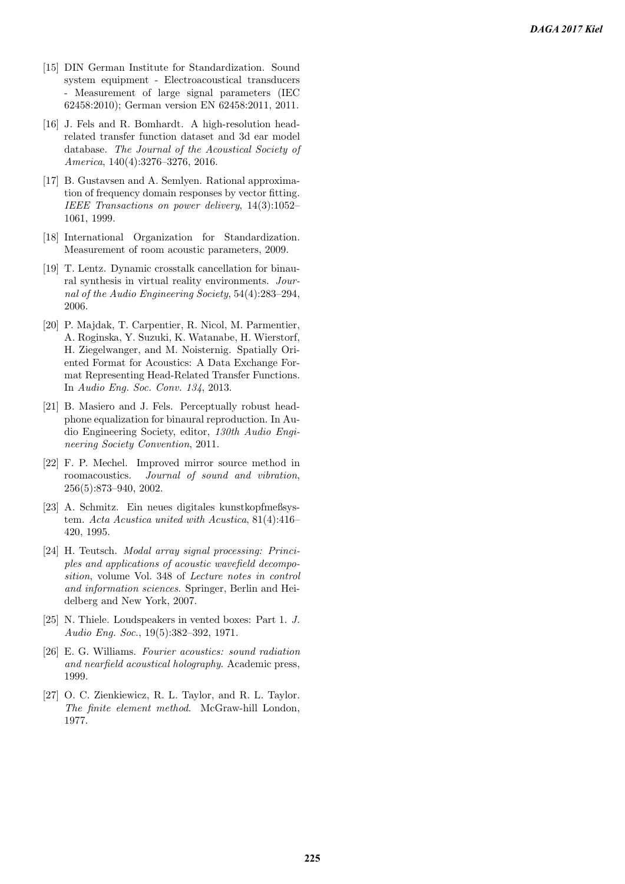[15] DIN German Institute for Standardization. Sound system equipment - Electroacoustical transducers - Measurement of large signal parameters (IEC 62458:2010); German version EN 62458:2011, 2011.

[16] J. Fels and R. Bomhardt. A high-resolution head-related transfer function dataset and 3d ear model database. *The Journal of the Acoustical Society of America*, 140(4):3276–3276, 2016.

[17] B. Gustavsen and A. Semlyen. Rational approximation of frequency domain responses by vector fitting. *IEEE Transactions on power delivery*, 14(3):1052–1061, 1999.

[18] International Organization for Standardization. Measurement of room acoustic parameters, 2009.

[19] T. Lentz. Dynamic crosstalk cancellation for binaural synthesis in virtual reality environments. *Journal of the Audio Engineering Society*, 54(4):283–294, 2006.

[20] P. Majdak, T. Carpentier, R. Nicol, M. Parmentier, A. Roginska, Y. Suzuki, K. Watanabe, H. Wierstorf, H. Ziegelwanger, and M. Noisternig. Spatially Oriented Format for Acoustics: A Data Exchange Format Representing Head-Related Transfer Functions. In *Audio Eng. Soc. Conv. 134*, 2013.

[21] B. Masiero and J. Fels. Perceptually robust headphone equalization for binaural reproduction. In Audio Engineering Society, editor, *130th Audio Engineering Society Convention*, 2011.

[22] F. P. Mechel. Improved mirror source method in roomacoustics. *Journal of sound and vibration*, 256(5):873–940, 2002.

[23] A. Schmitz. Ein neues digitales kunstkopfmeßsystem. *Acta Acustica united with Acustica*, 81(4):416–420, 1995.

[24] H. Teutsch. *Modal array signal processing: Principles and applications of acoustic wavefield decomposition*, volume Vol. 348 of *Lecture notes in control and information sciences*. Springer, Berlin and Heidelberg and New York, 2007.

[25] N. Thiele. Loudspeakers in vented boxes: Part 1. *J. Audio Eng. Soc.*, 19(5):382–392, 1971.

[26] E. G. Williams. *Fourier acoustics: sound radiation and nearfield acoustical holography*. Academic press, 1999.

[27] O. C. Zienkiewicz, R. L. Taylor, and R. L. Taylor. *The finite element method*. McGraw-hill London, 1977.